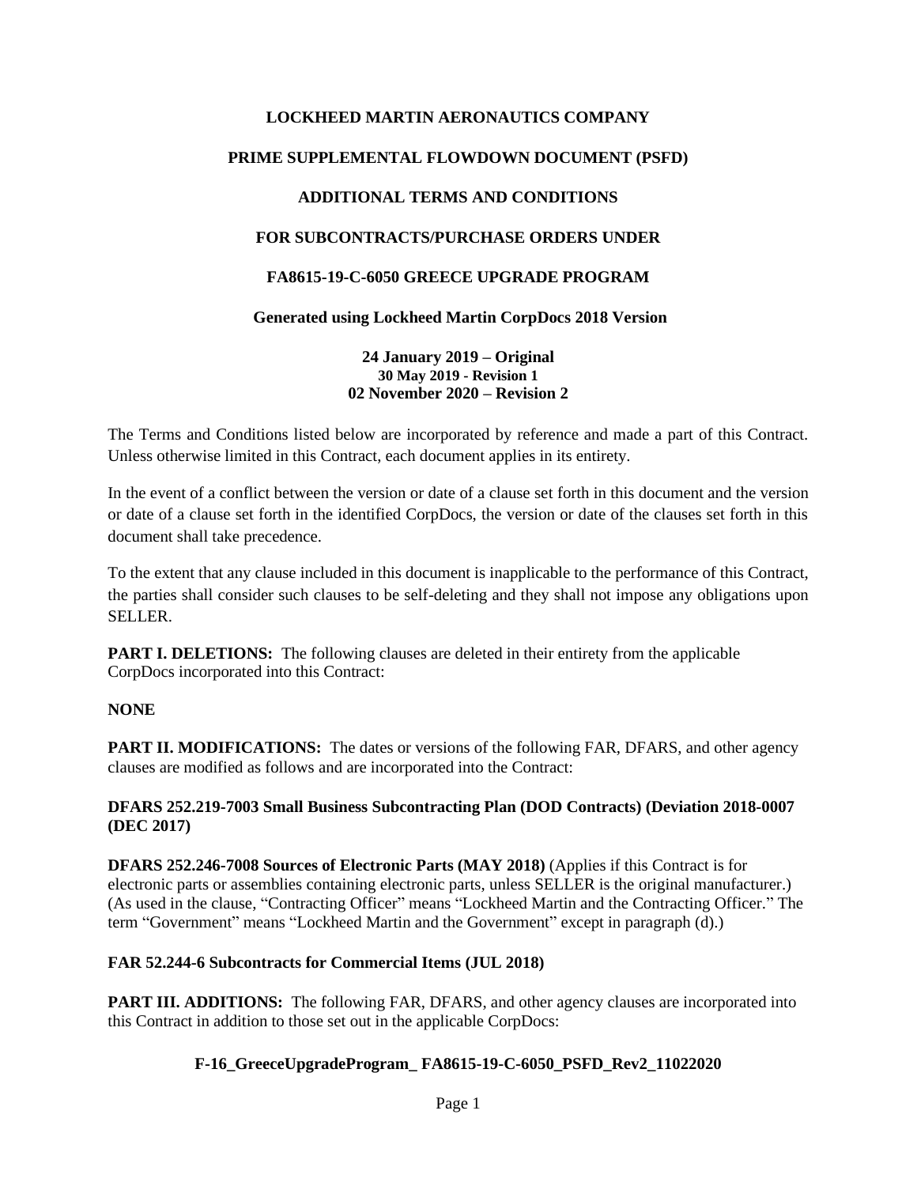# LOCKHEED MARTIN AERONAUTICS COMPANY

## PRIME SUPPLEMENTAL FLOWDOWN DOCUMENT (PSFD)

## ADDITIONAL TERMS AND CONDITIONS

## FOR SUBCONTRACTS/PURCHASE ORDERS UNDER

## FA8615-19-C-6050 GREECE UPGRADE PROGRAM

**Generated using Lockheed Martin CorpDocs 2018 Version**

**24 January 2019 – Original**
**30 May 2019 - Revision 1**
**02 November 2020 – Revision 2**

The Terms and Conditions listed below are incorporated by reference and made a part of this Contract. Unless otherwise limited in this Contract, each document applies in its entirety.

In the event of a conflict between the version or date of a clause set forth in this document and the version or date of a clause set forth in the identified CorpDocs, the version or date of the clauses set forth in this document shall take precedence.

To the extent that any clause included in this document is inapplicable to the performance of this Contract, the parties shall consider such clauses to be self-deleting and they shall not impose any obligations upon SELLER.

**PART I. DELETIONS:** The following clauses are deleted in their entirety from the applicable CorpDocs incorporated into this Contract:

**NONE**

**PART II. MODIFICATIONS:** The dates or versions of the following FAR, DFARS, and other agency clauses are modified as follows and are incorporated into the Contract:

**DFARS 252.219-7003 Small Business Subcontracting Plan (DOD Contracts) (Deviation 2018-0007 (DEC 2017)**

**DFARS 252.246-7008 Sources of Electronic Parts (MAY 2018)** (Applies if this Contract is for electronic parts or assemblies containing electronic parts, unless SELLER is the original manufacturer.) (As used in the clause, "Contracting Officer" means "Lockheed Martin and the Contracting Officer." The term "Government" means "Lockheed Martin and the Government" except in paragraph (d).)

**FAR 52.244-6 Subcontracts for Commercial Items (JUL 2018)**

**PART III. ADDITIONS:** The following FAR, DFARS, and other agency clauses are incorporated into this Contract in addition to those set out in the applicable CorpDocs: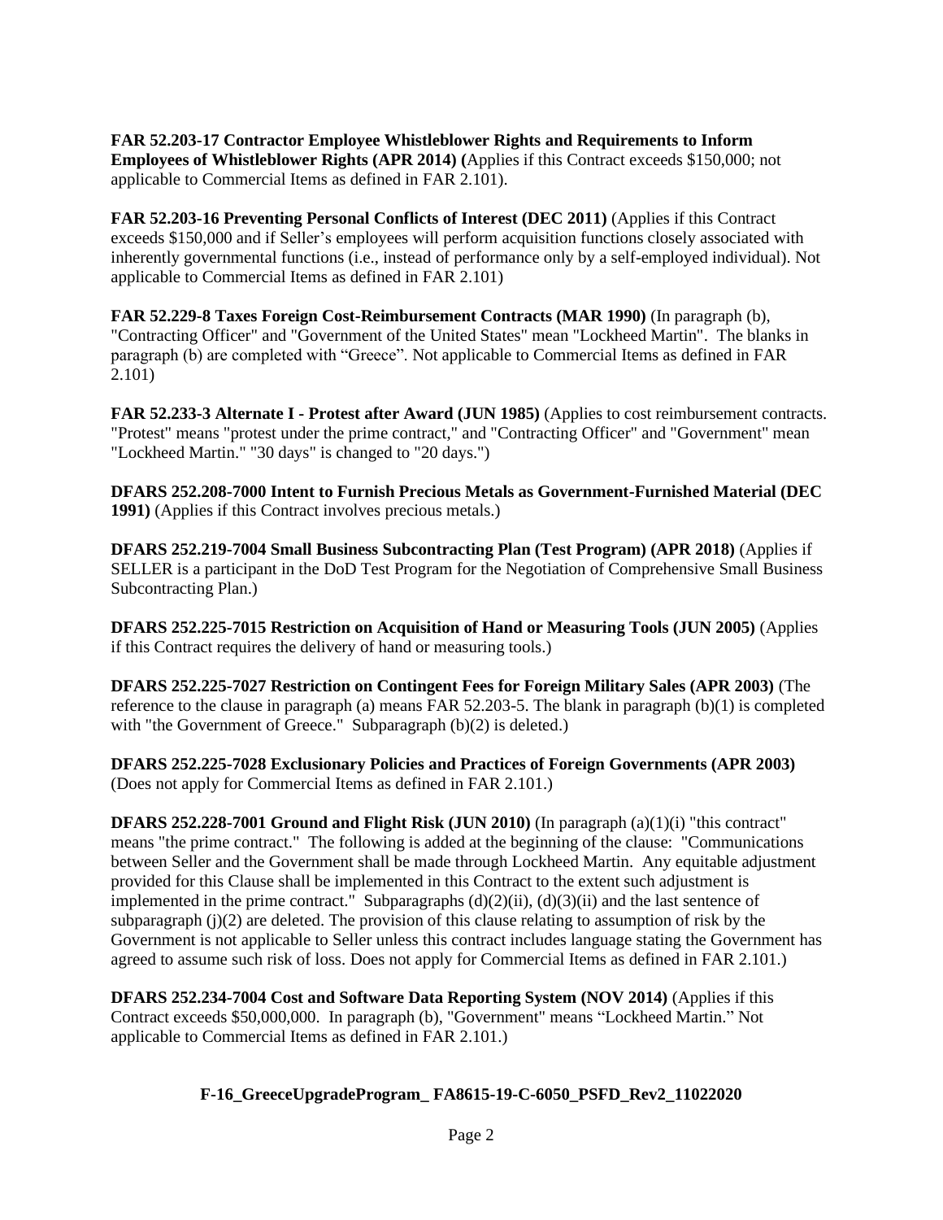**FAR 52.203-17 Contractor Employee Whistleblower Rights and Requirements to Inform Employees of Whistleblower Rights (APR 2014) (**Applies if this Contract exceeds $150,000; not applicable to Commercial Items as defined in FAR 2.101).

**FAR 52.203-16 Preventing Personal Conflicts of Interest (DEC 2011)** (Applies if this Contract exceeds $150,000 and if Seller's employees will perform acquisition functions closely associated with inherently governmental functions (i.e., instead of performance only by a self-employed individual). Not applicable to Commercial Items as defined in FAR 2.101)

**FAR 52.229-8 Taxes Foreign Cost-Reimbursement Contracts (MAR 1990)** (In paragraph (b), "Contracting Officer" and "Government of the United States" mean "Lockheed Martin". The blanks in paragraph (b) are completed with "Greece". Not applicable to Commercial Items as defined in FAR 2.101)

**FAR 52.233-3 Alternate I - Protest after Award (JUN 1985)** (Applies to cost reimbursement contracts. "Protest" means "protest under the prime contract," and "Contracting Officer" and "Government" mean "Lockheed Martin." "30 days" is changed to "20 days.")

**DFARS 252.208-7000 Intent to Furnish Precious Metals as Government-Furnished Material (DEC 1991)** (Applies if this Contract involves precious metals.)

**DFARS 252.219-7004 Small Business Subcontracting Plan (Test Program) (APR 2018)** (Applies if SELLER is a participant in the DoD Test Program for the Negotiation of Comprehensive Small Business Subcontracting Plan.)

**DFARS 252.225-7015 Restriction on Acquisition of Hand or Measuring Tools (JUN 2005)** (Applies if this Contract requires the delivery of hand or measuring tools.)

**DFARS 252.225-7027 Restriction on Contingent Fees for Foreign Military Sales (APR 2003)** (The reference to the clause in paragraph (a) means FAR 52.203-5. The blank in paragraph (b)(1) is completed with "the Government of Greece." Subparagraph (b)(2) is deleted.)

**DFARS 252.225-7028 Exclusionary Policies and Practices of Foreign Governments (APR 2003)** (Does not apply for Commercial Items as defined in FAR 2.101.)

**DFARS 252.228-7001 Ground and Flight Risk (JUN 2010)** (In paragraph (a)(1)(i) "this contract" means "the prime contract." The following is added at the beginning of the clause: "Communications between Seller and the Government shall be made through Lockheed Martin. Any equitable adjustment provided for this Clause shall be implemented in this Contract to the extent such adjustment is implemented in the prime contract." Subparagraphs (d)(2)(ii), (d)(3)(ii) and the last sentence of subparagraph (j)(2) are deleted. The provision of this clause relating to assumption of risk by the Government is not applicable to Seller unless this contract includes language stating the Government has agreed to assume such risk of loss. Does not apply for Commercial Items as defined in FAR 2.101.)

**DFARS 252.234-7004 Cost and Software Data Reporting System (NOV 2014)** (Applies if this Contract exceeds $50,000,000. In paragraph (b), "Government" means "Lockheed Martin." Not applicable to Commercial Items as defined in FAR 2.101.)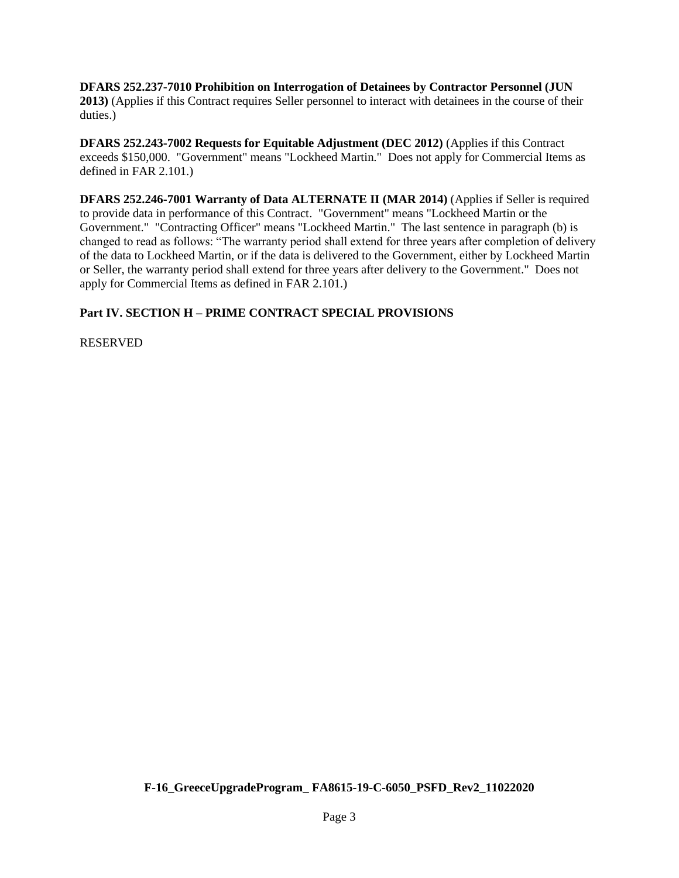**DFARS 252.237-7010 Prohibition on Interrogation of Detainees by Contractor Personnel (JUN 2013)** (Applies if this Contract requires Seller personnel to interact with detainees in the course of their duties.)

**DFARS 252.243-7002 Requests for Equitable Adjustment (DEC 2012)** (Applies if this Contract exceeds $150,000. "Government" means "Lockheed Martin." Does not apply for Commercial Items as defined in FAR 2.101.)

**DFARS 252.246-7001 Warranty of Data ALTERNATE II (MAR 2014)** (Applies if Seller is required to provide data in performance of this Contract. "Government" means "Lockheed Martin or the Government." "Contracting Officer" means "Lockheed Martin." The last sentence in paragraph (b) is changed to read as follows: "The warranty period shall extend for three years after completion of delivery of the data to Lockheed Martin, or if the data is delivered to the Government, either by Lockheed Martin or Seller, the warranty period shall extend for three years after delivery to the Government." Does not apply for Commercial Items as defined in FAR 2.101.)

## Part IV. SECTION H – PRIME CONTRACT SPECIAL PROVISIONS

RESERVED